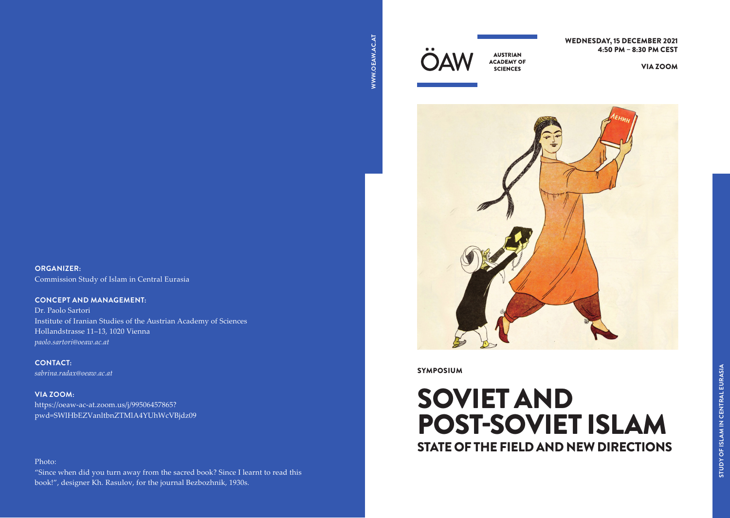ÖAW AUSTRIAN ACADEMY OF SCIENCES

**WEDNESDAY, 15 DECEMBER 2021**
**4:50 PM – 8:30 PM CEST**

**VIA ZOOM**

**SYMPOSIUM**

# SOVIET AND POST-SOVIET ISLAM

## STATE OF THE FIELD AND NEW DIRECTIONS

STUDY OF ISLAM IN CENTRAL EURASIA

WWW.OEAW.AC.AT

**ORGANIZER:**
Commission Study of Islam in Central Eurasia

**CONCEPT AND MANAGEMENT:**
Dr. Paolo Sartori
Institute of Iranian Studies of the Austrian Academy of Sciences
Hollandstrasse 11–13, 1020 Vienna
*paolo.sartori@oeaw.ac.at*

**CONTACT:**
*sabrina.radax@oeaw.ac.at*

**VIA ZOOM:**
https://oeaw-ac-at.zoom.us/j/99506457865?pwd=SWlHbEZVanltbnZTMlA4YUhWcVBjdz09

Photo:
"Since when did you turn away from the sacred book? Since I learnt to read this book!", designer Kh. Rasulov, for the journal Bezbozhnik, 1930s.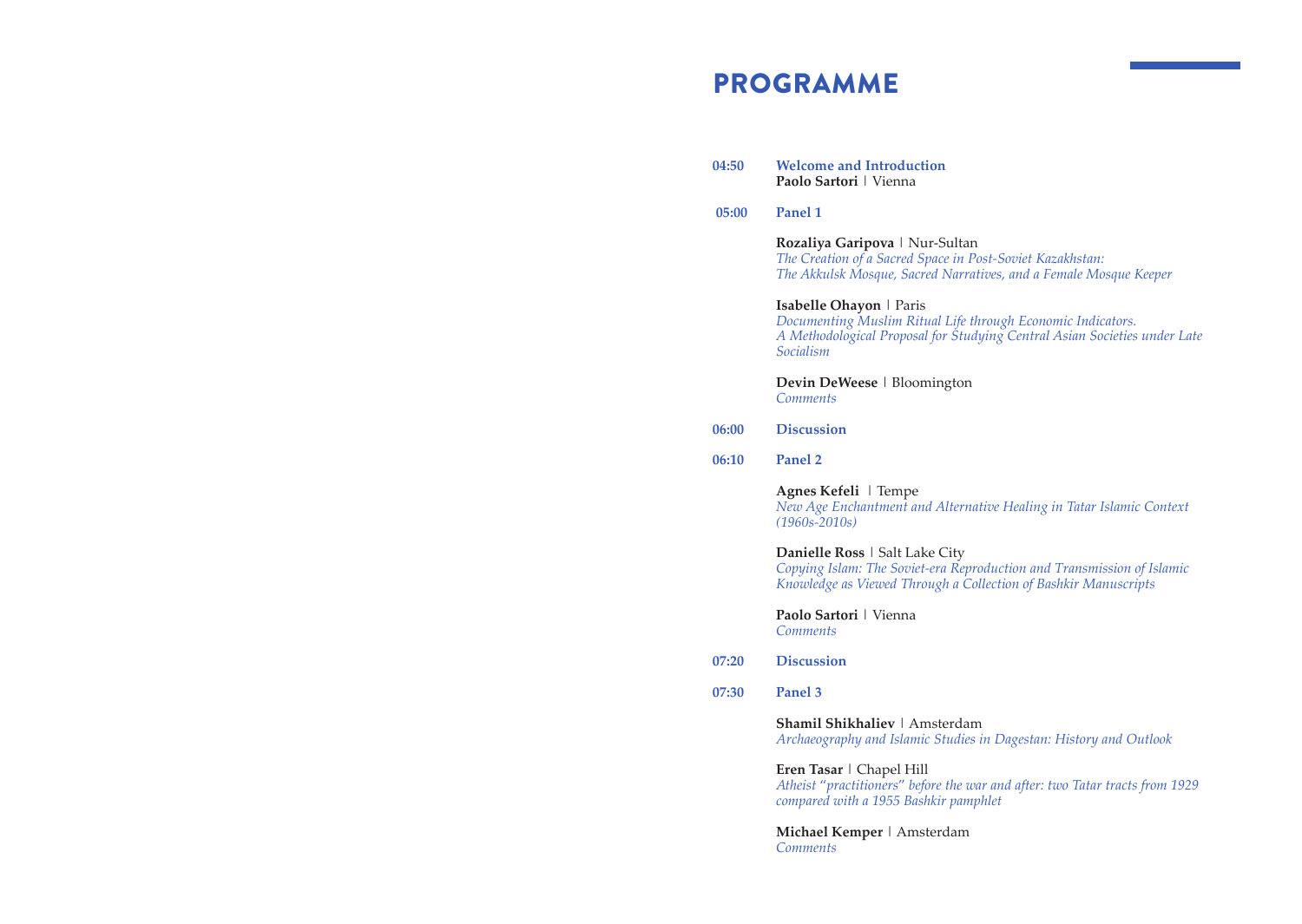# PROGRAMME

**04:50** **Welcome and Introduction**
**Paolo Sartori** | Vienna

**05:00** **Panel 1**

**Rozaliya Garipova** | Nur-Sultan
*The Creation of a Sacred Space in Post-Soviet Kazakhstan: The Akkulsk Mosque, Sacred Narratives, and a Female Mosque Keeper*

**Isabelle Ohayon** | Paris
*Documenting Muslim Ritual Life through Economic Indicators. A Methodological Proposal for Studying Central Asian Societies under Late Socialism*

**Devin DeWeese** | Bloomington
*Comments*

**06:00** **Discussion**

**06:10** **Panel 2**

**Agnes Kefeli** | Tempe
*New Age Enchantment and Alternative Healing in Tatar Islamic Context (1960s-2010s)*

**Danielle Ross** | Salt Lake City
*Copying Islam: The Soviet-era Reproduction and Transmission of Islamic Knowledge as Viewed Through a Collection of Bashkir Manuscripts*

**Paolo Sartori** | Vienna
*Comments*

**07:20** **Discussion**

**07:30** **Panel 3**

**Shamil Shikhaliev** | Amsterdam
*Archaeography and Islamic Studies in Dagestan: History and Outlook*

**Eren Tasar** | Chapel Hill
*Atheist "practitioners" before the war and after: two Tatar tracts from 1929 compared with a 1955 Bashkir pamphlet*

**Michael Kemper** | Amsterdam
*Comments*